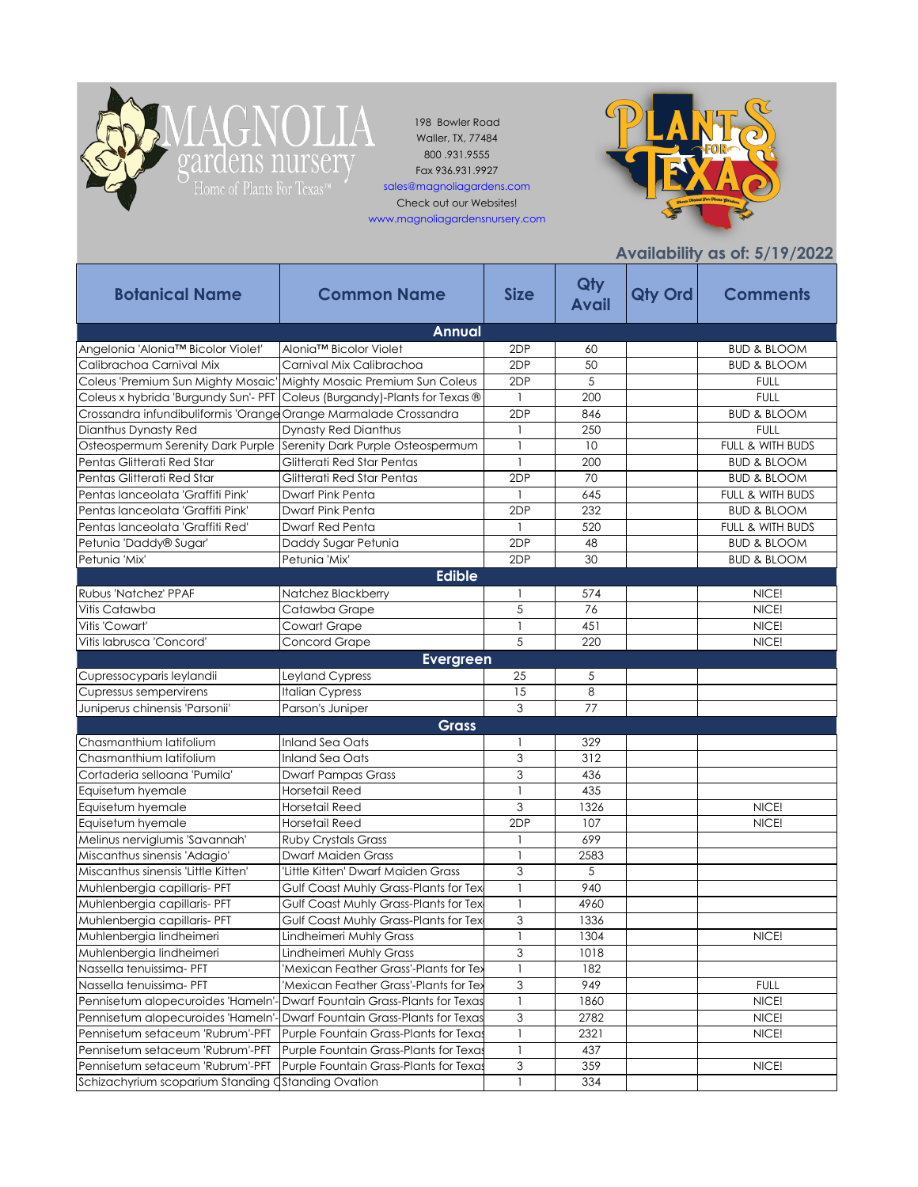MAGNOLIA gardens nursery
Home of Plants For Texas™

198 Bowler Road
Waller, TX, 77484
800 .931.9555
Fax 936.931.9927
sales@magnoliagardens.com
Check out our Websites!
www.magnoliagardensnursery.com

PLANTS FOR TEXAS

**Availability as of: 5/19/2022**

| Botanical Name | Common Name | Size | Qty Avail | Qty Ord | Comments |
|---|---|---|---|---|---|
| **Annual** | | | | | |
| Angelonia 'Alonia™ Bicolor Violet' | Alonia™ Bicolor Violet | 2DP | 60 | | BUD & BLOOM |
| Calibrachoa Carnival Mix | Carnival Mix Calibrachoa | 2DP | 50 | | BUD & BLOOM |
| Coleus 'Premium Sun Mighty Mosaic' | Mighty Mosaic Premium Sun Coleus | 2DP | 5 | | FULL |
| Coleus x hybrida 'Burgundy Sun'- PFT | Coleus (Burgandy)-Plants for Texas ® | 1 | 200 | | FULL |
| Crossandra infundibuliformis 'Orange | Orange Marmalade Crossandra | 2DP | 846 | | BUD & BLOOM |
| Dianthus Dynasty Red | Dynasty Red Dianthus | 1 | 250 | | FULL |
| Osteospermum Serenity Dark Purple | Serenity Dark Purple Osteospermum | 1 | 10 | | FULL & WITH BUDS |
| Pentas Glitterati Red Star | Glitterati Red Star Pentas | 1 | 200 | | BUD & BLOOM |
| Pentas Glitterati Red Star | Glitterati Red Star Pentas | 2DP | 70 | | BUD & BLOOM |
| Pentas lanceolata 'Graffiti Pink' | Dwarf Pink Penta | 1 | 645 | | FULL & WITH BUDS |
| Pentas lanceolata 'Graffiti Pink' | Dwarf Pink Penta | 2DP | 232 | | BUD & BLOOM |
| Pentas lanceolata 'Graffiti Red' | Dwarf Red Penta | 1 | 520 | | FULL & WITH BUDS |
| Petunia 'Daddy® Sugar' | Daddy Sugar Petunia | 2DP | 48 | | BUD & BLOOM |
| Petunia 'Mix' | Petunia 'Mix' | 2DP | 30 | | BUD & BLOOM |
| **Edible** | | | | | |
| Rubus 'Natchez' PPAF | Natchez Blackberry | 1 | 574 | | NICE! |
| Vitis Catawba | Catawba Grape | 5 | 76 | | NICE! |
| Vitis 'Cowart' | Cowart Grape | 1 | 451 | | NICE! |
| Vitis labrusca 'Concord' | Concord Grape | 5 | 220 | | NICE! |
| **Evergreen** | | | | | |
| Cupressocyparis leylandii | Leyland Cypress | 25 | 5 | | |
| Cupressus sempervirens | Italian Cypress | 15 | 8 | | |
| Juniperus chinensis 'Parsonii' | Parson's Juniper | 3 | 77 | | |
| **Grass** | | | | | |
| Chasmanthium latifolium | Inland Sea Oats | 1 | 329 | | |
| Chasmanthium latifolium | Inland Sea Oats | 3 | 312 | | |
| Cortaderia selloana 'Pumila' | Dwarf Pampas Grass | 3 | 436 | | |
| Equisetum hyemale | Horsetail Reed | 1 | 435 | | |
| Equisetum hyemale | Horsetail Reed | 3 | 1326 | | NICE! |
| Equisetum hyemale | Horsetail Reed | 2DP | 107 | | NICE! |
| Melinus nerviglumis 'Savannah' | Ruby Crystals Grass | 1 | 699 | | |
| Miscanthus sinensis 'Adagio' | Dwarf Maiden Grass | 1 | 2583 | | |
| Miscanthus sinensis 'Little Kitten' | 'Little Kitten' Dwarf Maiden Grass | 3 | 5 | | |
| Muhlenbergia capillaris- PFT | Gulf Coast Muhly Grass-Plants for Tex | 1 | 940 | | |
| Muhlenbergia capillaris- PFT | Gulf Coast Muhly Grass-Plants for Tex | 1 | 4960 | | |
| Muhlenbergia capillaris- PFT | Gulf Coast Muhly Grass-Plants for Tex | 3 | 1336 | | |
| Muhlenbergia lindheimeri | Lindheimeri Muhly Grass | 1 | 1304 | | NICE! |
| Muhlenbergia lindheimeri | Lindheimeri Muhly Grass | 3 | 1018 | | |
| Nassella tenuissima- PFT | 'Mexican Feather Grass'-Plants for Tex | 1 | 182 | | |
| Nassella tenuissima- PFT | 'Mexican Feather Grass'-Plants for Tex | 3 | 949 | | FULL |
| Pennisetum alopecuroides 'Hameln'- | Dwarf Fountain Grass-Plants for Texas | 1 | 1860 | | NICE! |
| Pennisetum alopecuroides 'Hameln'- | Dwarf Fountain Grass-Plants for Texas | 3 | 2782 | | NICE! |
| Pennisetum setaceum 'Rubrum'-PFT | Purple Fountain Grass-Plants for Texas | 1 | 2321 | | NICE! |
| Pennisetum setaceum 'Rubrum'-PFT | Purple Fountain Grass-Plants for Texas | 1 | 437 | | |
| Pennisetum setaceum 'Rubrum'-PFT | Purple Fountain Grass-Plants for Texas | 3 | 359 | | NICE! |
| Schizachyrium scoparium Standing O | Standing Ovation | 1 | 334 | | |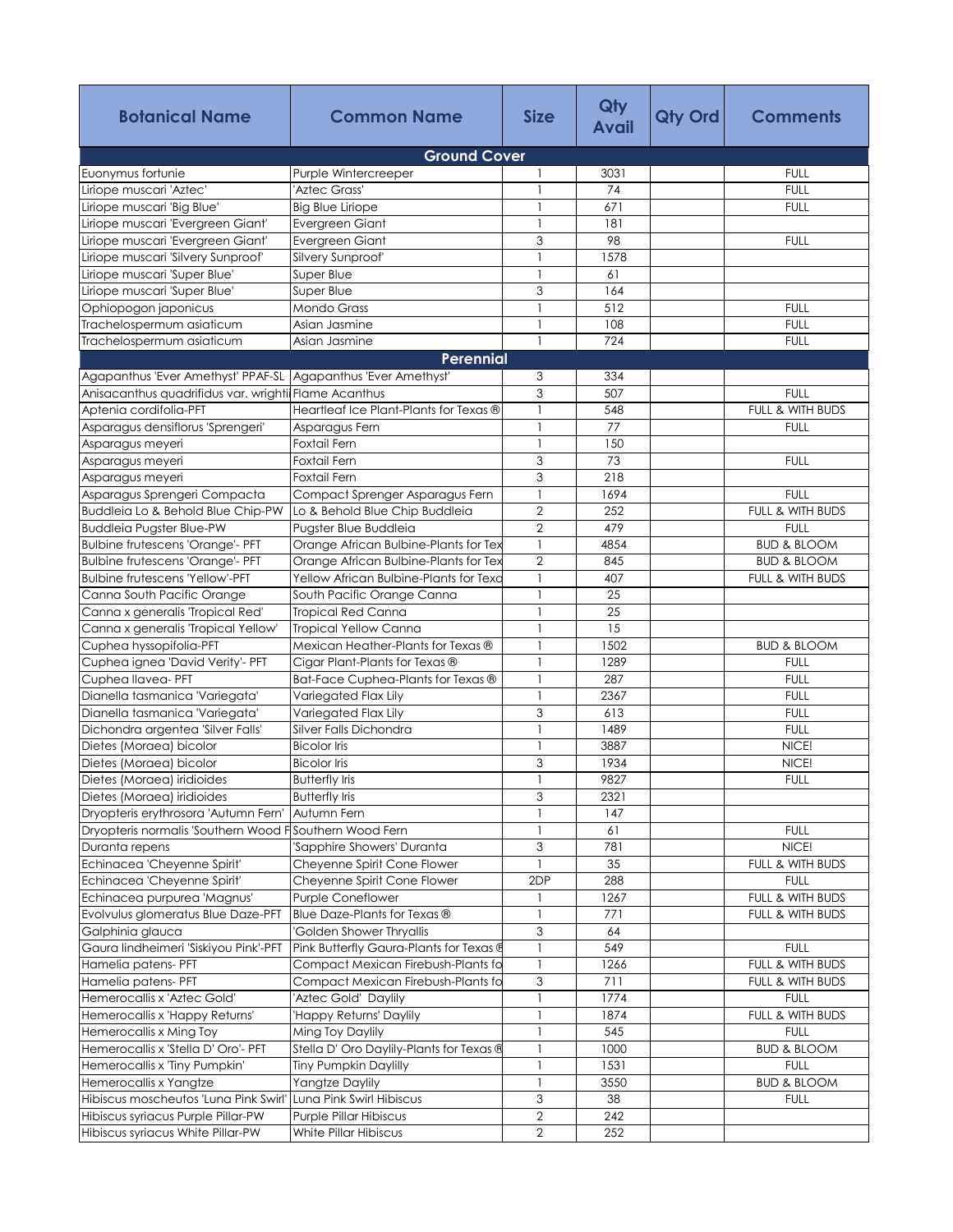| Botanical Name | Common Name | Size | Qty Avail | Qty Ord | Comments |
|---|---|---|---|---|---|
| **Ground Cover** | | | | | |
| Euonymus fortunie | Purple Wintercreeper | 1 | 3031 | | FULL |
| Liriope muscari 'Aztec' | 'Aztec Grass' | 1 | 74 | | FULL |
| Liriope muscari 'Big Blue' | Big Blue Liriope | 1 | 671 | | FULL |
| Liriope muscari 'Evergreen Giant' | Evergreen Giant | 1 | 181 | | |
| Liriope muscari 'Evergreen Giant' | Evergreen Giant | 3 | 98 | | FULL |
| Liriope muscari 'Silvery Sunproof' | Silvery Sunproof' | 1 | 1578 | | |
| Liriope muscari 'Super Blue' | Super Blue | 1 | 61 | | |
| Liriope muscari 'Super Blue' | Super Blue | 3 | 164 | | |
| Ophiopogon japonicus | Mondo Grass | 1 | 512 | | FULL |
| Trachelospermum asiaticum | Asian Jasmine | 1 | 108 | | FULL |
| Trachelospermum asiaticum | Asian Jasmine | 1 | 724 | | FULL |
| **Perennial** | | | | | |
| Agapanthus 'Ever Amethyst' PPAF-SL | Agapanthus 'Ever Amethyst' | 3 | 334 | | |
| Anisacanthus quadrifidus var. wrightii | Flame Acanthus | 3 | 507 | | FULL |
| Aptenia cordifolia-PFT | Heartleaf Ice Plant-Plants for Texas ® | 1 | 548 | | FULL & WITH BUDS |
| Asparagus densiflorus 'Sprengeri' | Asparagus Fern | 1 | 77 | | FULL |
| Asparagus meyeri | Foxtail Fern | 1 | 150 | | |
| Asparagus meyeri | Foxtail Fern | 3 | 73 | | FULL |
| Asparagus meyeri | Foxtail Fern | 3 | 218 | | |
| Asparagus Sprengeri Compacta | Compact Sprenger Asparagus Fern | 1 | 1694 | | FULL |
| Buddleia Lo & Behold Blue Chip-PW | Lo & Behold Blue Chip Buddleia | 2 | 252 | | FULL & WITH BUDS |
| Buddleia Pugster Blue-PW | Pugster Blue Buddleia | 2 | 479 | | FULL |
| Bulbine frutescens 'Orange'- PFT | Orange African Bulbine-Plants for Tex | 1 | 4854 | | BUD & BLOOM |
| Bulbine frutescens 'Orange'- PFT | Orange African Bulbine-Plants for Tex | 2 | 845 | | BUD & BLOOM |
| Bulbine frutescens 'Yellow'-PFT | Yellow African Bulbine-Plants for Texa | 1 | 407 | | FULL & WITH BUDS |
| Canna South Pacific Orange | South Pacific Orange Canna | 1 | 25 | | |
| Canna x generalis 'Tropical Red' | Tropical Red Canna | 1 | 25 | | |
| Canna x generalis 'Tropical Yellow' | Tropical Yellow Canna | 1 | 15 | | |
| Cuphea hyssopifolia-PFT | Mexican Heather-Plants for Texas ® | 1 | 1502 | | BUD & BLOOM |
| Cuphea ignea 'David Verity'- PFT | Cigar Plant-Plants for Texas ® | 1 | 1289 | | FULL |
| Cuphea llavea- PFT | Bat-Face Cuphea-Plants for Texas ® | 1 | 287 | | FULL |
| Dianella tasmanica 'Variegata' | Variegated Flax Lily | 1 | 2367 | | FULL |
| Dianella tasmanica 'Variegata' | Variegated Flax Lily | 3 | 613 | | FULL |
| Dichondra argentea 'Silver Falls' | Silver Falls Dichondra | 1 | 1489 | | FULL |
| Dietes (Moraea) bicolor | Bicolor Iris | 1 | 3887 | | NICE! |
| Dietes (Moraea) bicolor | Bicolor Iris | 3 | 1934 | | NICE! |
| Dietes (Moraea) iridioides | Butterfly Iris | 1 | 9827 | | FULL |
| Dietes (Moraea) iridioides | Butterfly Iris | 3 | 2321 | | |
| Dryopteris erythrosora 'Autumn Fern' | Autumn Fern | 1 | 147 | | |
| Dryopteris normalis 'Southern Wood F | Southern Wood Fern | 1 | 61 | | FULL |
| Duranta repens | 'Sapphire Showers' Duranta | 3 | 781 | | NICE! |
| Echinacea 'Cheyenne Spirit' | Cheyenne Spirit Cone Flower | 1 | 35 | | FULL & WITH BUDS |
| Echinacea 'Cheyenne Spirit' | Cheyenne Spirit Cone Flower | 2DP | 288 | | FULL |
| Echinacea purpurea 'Magnus' | Purple Coneflower | 1 | 1267 | | FULL & WITH BUDS |
| Evolvulus glomeratus Blue Daze-PFT | Blue Daze-Plants for Texas ® | 1 | 771 | | FULL & WITH BUDS |
| Galphinia glauca | 'Golden Shower Thryallis | 3 | 64 | | |
| Gaura lindheimeri 'Siskiyou Pink'-PFT | Pink Butterfly Gaura-Plants for Texas ® | 1 | 549 | | FULL |
| Hamelia patens- PFT | Compact Mexican Firebush-Plants fo | 1 | 1266 | | FULL & WITH BUDS |
| Hamelia patens- PFT | Compact Mexican Firebush-Plants fo | 3 | 711 | | FULL & WITH BUDS |
| Hemerocallis x 'Aztec Gold' | 'Aztec Gold' Daylily | 1 | 1774 | | FULL |
| Hemerocallis x 'Happy Returns' | 'Happy Returns' Daylily | 1 | 1874 | | FULL & WITH BUDS |
| Hemerocallis x Ming Toy | Ming Toy Daylily | 1 | 545 | | FULL |
| Hemerocallis x 'Stella D' Oro'- PFT | Stella D' Oro Daylily-Plants for Texas ® | 1 | 1000 | | BUD & BLOOM |
| Hemerocallis x 'Tiny Pumpkin' | Tiny Pumpkin Daylilly | 1 | 1531 | | FULL |
| Hemerocallis x Yangtze | Yangtze Daylily | 1 | 3550 | | BUD & BLOOM |
| Hibiscus moscheutos 'Luna Pink Swirl' | Luna Pink Swirl Hibiscus | 3 | 38 | | FULL |
| Hibiscus syriacus Purple Pillar-PW | Purple Pillar Hibiscus | 2 | 242 | | |
| Hibiscus syriacus White Pillar-PW | White Pillar Hibiscus | 2 | 252 | | |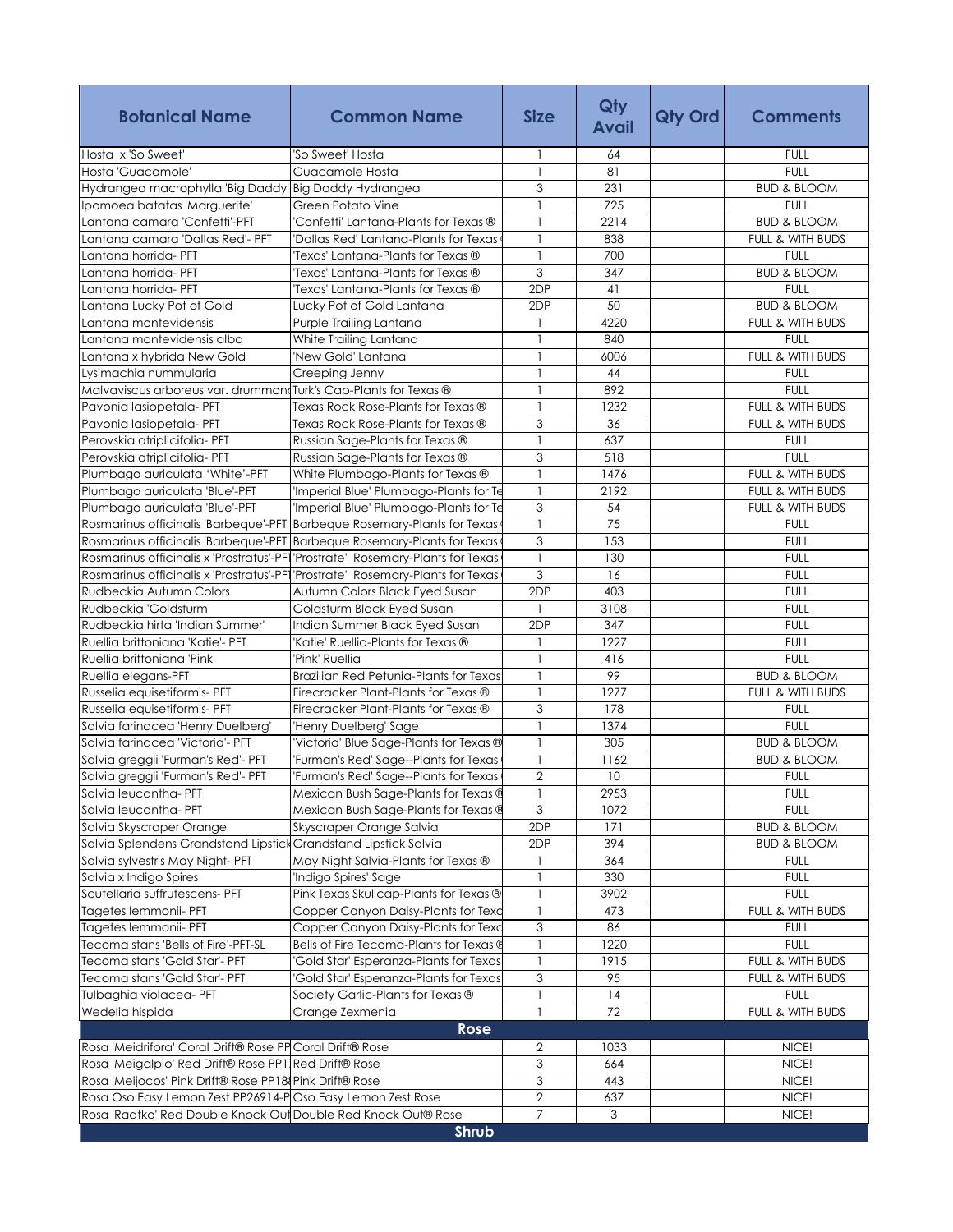| Botanical Name | Common Name | Size | Qty Avail | Qty Ord | Comments |
|---|---|---|---|---|---|
| Hosta x 'So Sweet' | 'So Sweet' Hosta | 1 | 64 | | FULL |
| Hosta 'Guacamole' | Guacamole Hosta | 1 | 81 | | FULL |
| Hydrangea macrophylla 'Big Daddy' | Big Daddy Hydrangea | 3 | 231 | | BUD & BLOOM |
| Ipomoea batatas 'Marguerite' | Green Potato Vine | 1 | 725 | | FULL |
| Lantana camara 'Confetti'-PFT | 'Confetti' Lantana-Plants for Texas ® | 1 | 2214 | | BUD & BLOOM |
| Lantana camara 'Dallas Red'- PFT | 'Dallas Red' Lantana-Plants for Texas | 1 | 838 | | FULL & WITH BUDS |
| Lantana horrida- PFT | 'Texas' Lantana-Plants for Texas ® | 1 | 700 | | FULL |
| Lantana horrida- PFT | 'Texas' Lantana-Plants for Texas ® | 3 | 347 | | BUD & BLOOM |
| Lantana horrida- PFT | 'Texas' Lantana-Plants for Texas ® | 2DP | 41 | | FULL |
| Lantana Lucky Pot of Gold | Lucky Pot of Gold Lantana | 2DP | 50 | | BUD & BLOOM |
| Lantana montevidensis | Purple Trailing Lantana | 1 | 4220 | | FULL & WITH BUDS |
| Lantana montevidensis alba | White Trailing Lantana | 1 | 840 | | FULL |
| Lantana x hybrida New Gold | 'New Gold' Lantana | 1 | 6006 | | FULL & WITH BUDS |
| Lysimachia nummularia | Creeping Jenny | 1 | 44 | | FULL |
| Malvaviscus arboreus var. drummond | Turk's Cap-Plants for Texas ® | 1 | 892 | | FULL |
| Pavonia lasiopetala- PFT | Texas Rock Rose-Plants for Texas ® | 1 | 1232 | | FULL & WITH BUDS |
| Pavonia lasiopetala- PFT | Texas Rock Rose-Plants for Texas ® | 3 | 36 | | FULL & WITH BUDS |
| Perovskia atriplicifolia- PFT | Russian Sage-Plants for Texas ® | 1 | 637 | | FULL |
| Perovskia atriplicifolia- PFT | Russian Sage-Plants for Texas ® | 3 | 518 | | FULL |
| Plumbago auriculata 'White'-PFT | White Plumbago-Plants for Texas ® | 1 | 1476 | | FULL & WITH BUDS |
| Plumbago auriculata 'Blue'-PFT | 'Imperial Blue' Plumbago-Plants for Te | 1 | 2192 | | FULL & WITH BUDS |
| Plumbago auriculata 'Blue'-PFT | 'Imperial Blue' Plumbago-Plants for Te | 3 | 54 | | FULL & WITH BUDS |
| Rosmarinus officinalis 'Barbeque'-PFT | Barbeque Rosemary-Plants for Texas | 1 | 75 | | FULL |
| Rosmarinus officinalis 'Barbeque'-PFT | Barbeque Rosemary-Plants for Texas | 3 | 153 | | FULL |
| Rosmarinus officinalis x 'Prostratus'-PF | 'Prostrate' Rosemary-Plants for Texas | 1 | 130 | | FULL |
| Rosmarinus officinalis x 'Prostratus'-PF | 'Prostrate' Rosemary-Plants for Texas | 3 | 16 | | FULL |
| Rudbeckia Autumn Colors | Autumn Colors Black Eyed Susan | 2DP | 403 | | FULL |
| Rudbeckia 'Goldsturm' | Goldsturm Black Eyed Susan | 1 | 3108 | | FULL |
| Rudbeckia hirta 'Indian Summer' | Indian Summer Black Eyed Susan | 2DP | 347 | | FULL |
| Ruellia brittoniana 'Katie'- PFT | 'Katie' Ruellia-Plants for Texas ® | 1 | 1227 | | FULL |
| Ruellia brittoniana 'Pink' | 'Pink' Ruellia | 1 | 416 | | FULL |
| Ruellia elegans-PFT | Brazilian Red Petunia-Plants for Texas | 1 | 99 | | BUD & BLOOM |
| Russelia equisetiformis- PFT | Firecracker Plant-Plants for Texas ® | 1 | 1277 | | FULL & WITH BUDS |
| Russelia equisetiformis- PFT | Firecracker Plant-Plants for Texas ® | 3 | 178 | | FULL |
| Salvia farinacea 'Henry Duelberg' | 'Henry Duelberg' Sage | 1 | 1374 | | FULL |
| Salvia farinacea 'Victoria'- PFT | 'Victoria' Blue Sage-Plants for Texas ® | 1 | 305 | | BUD & BLOOM |
| Salvia greggii 'Furman's Red'- PFT | 'Furman's Red' Sage--Plants for Texas | 1 | 1162 | | BUD & BLOOM |
| Salvia greggii 'Furman's Red'- PFT | 'Furman's Red' Sage--Plants for Texas | 2 | 10 | | FULL |
| Salvia leucantha- PFT | Mexican Bush Sage-Plants for Texas ® | 1 | 2953 | | FULL |
| Salvia leucantha- PFT | Mexican Bush Sage-Plants for Texas ® | 3 | 1072 | | FULL |
| Salvia Skyscraper Orange | Skyscraper Orange Salvia | 2DP | 171 | | BUD & BLOOM |
| Salvia Splendens Grandstand Lipstick | Grandstand Lipstick Salvia | 2DP | 394 | | BUD & BLOOM |
| Salvia sylvestris May Night- PFT | May Night Salvia-Plants for Texas ® | 1 | 364 | | FULL |
| Salvia x Indigo Spires | 'Indigo Spires' Sage | 1 | 330 | | FULL |
| Scutellaria suffrutescens- PFT | Pink Texas Skullcap-Plants for Texas ® | 1 | 3902 | | FULL |
| Tagetes lemmonii- PFT | Copper Canyon Daisy-Plants for Texa | 1 | 473 | | FULL & WITH BUDS |
| Tagetes lemmonii- PFT | Copper Canyon Daisy-Plants for Texa | 3 | 86 | | FULL |
| Tecoma stans 'Bells of Fire'-PFT-SL | Bells of Fire Tecoma-Plants for Texas ® | 1 | 1220 | | FULL |
| Tecoma stans 'Gold Star'- PFT | 'Gold Star' Esperanza-Plants for Texas | 1 | 1915 | | FULL & WITH BUDS |
| Tecoma stans 'Gold Star'- PFT | 'Gold Star' Esperanza-Plants for Texas | 3 | 95 | | FULL & WITH BUDS |
| Tulbaghia violacea- PFT | Society Garlic-Plants for Texas ® | 1 | 14 | | FULL |
| Wedelia hispida | Orange Zexmenia | 1 | 72 | | FULL & WITH BUDS |
| **Rose** | | | | | |
| Rosa 'Meidrifora' Coral Drift® Rose PP | Coral Drift® Rose | 2 | 1033 | | NICE! |
| Rosa 'Meigalpio' Red Drift® Rose PP1 | Red Drift® Rose | 3 | 664 | | NICE! |
| Rosa 'Meijocos' Pink Drift® Rose PP18 | Pink Drift® Rose | 3 | 443 | | NICE! |
| Rosa Oso Easy Lemon Zest PP26914-P | Oso Easy Lemon Zest Rose | 2 | 637 | | NICE! |
| Rosa 'Radtko' Red Double Knock Out | Double Red Knock Out® Rose | 7 | 3 | | NICE! |
| **Shrub** | | | | | |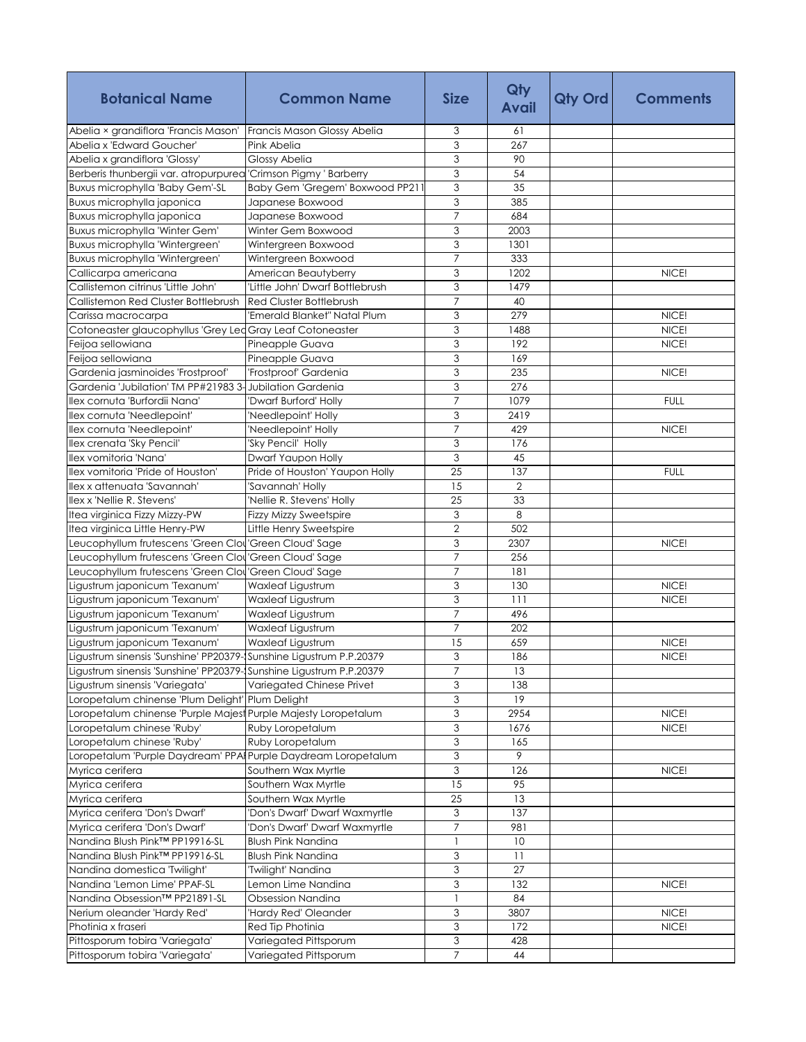| Botanical Name | Common Name | Size | Qty Avail | Qty Ord | Comments |
|---|---|---|---|---|---|
| Abelia × grandiflora 'Francis Mason' | Francis Mason Glossy Abelia | 3 | 61 | | |
| Abelia x 'Edward Goucher' | Pink Abelia | 3 | 267 | | |
| Abelia x grandiflora 'Glossy' | Glossy Abelia | 3 | 90 | | |
| Berberis thunbergii var. atropurpurea | 'Crimson Pigmy ' Barberry | 3 | 54 | | |
| Buxus microphylla 'Baby Gem'-SL | Baby Gem 'Gregem' Boxwood PP211 | 3 | 35 | | |
| Buxus microphylla japonica | Japanese Boxwood | 3 | 385 | | |
| Buxus microphylla japonica | Japanese Boxwood | 7 | 684 | | |
| Buxus microphylla 'Winter Gem' | Winter Gem Boxwood | 3 | 2003 | | |
| Buxus microphylla 'Wintergreen' | Wintergreen Boxwood | 3 | 1301 | | |
| Buxus microphylla 'Wintergreen' | Wintergreen Boxwood | 7 | 333 | | |
| Callicarpa americana | American Beautyberry | 3 | 1202 | | NICE! |
| Callistemon citrinus 'Little John' | 'Little John' Dwarf Bottlebrush | 3 | 1479 | | |
| Callistemon Red Cluster Bottlebrush | Red Cluster Bottlebrush | 7 | 40 | | |
| Carissa macrocarpa | 'Emerald Blanket" Natal Plum | 3 | 279 | | NICE! |
| Cotoneaster glaucophyllus 'Grey Led | Gray Leaf Cotoneaster | 3 | 1488 | | NICE! |
| Feijoa sellowiana | Pineapple Guava | 3 | 192 | | NICE! |
| Feijoa sellowiana | Pineapple Guava | 3 | 169 | | |
| Gardenia jasminoides 'Frostproof' | 'Frostproof' Gardenia | 3 | 235 | | NICE! |
| Gardenia 'Jubilation' TM PP#21983 3- | Jubilation Gardenia | 3 | 276 | | |
| Ilex cornuta 'Burfordii Nana' | 'Dwarf Burford' Holly | 7 | 1079 | | FULL |
| Ilex cornuta 'Needlepoint' | 'Needlepoint' Holly | 3 | 2419 | | |
| Ilex cornuta 'Needlepoint' | 'Needlepoint' Holly | 7 | 429 | | NICE! |
| Ilex crenata 'Sky Pencil' | 'Sky Pencil' Holly | 3 | 176 | | |
| Ilex vomitoria 'Nana' | Dwarf Yaupon Holly | 3 | 45 | | |
| Ilex vomitoria 'Pride of Houston' | Pride of Houston' Yaupon Holly | 25 | 137 | | FULL |
| Ilex x attenuata 'Savannah' | 'Savannah' Holly | 15 | 2 | | |
| Ilex x 'Nellie R. Stevens' | 'Nellie R. Stevens' Holly | 25 | 33 | | |
| Itea virginica Fizzy Mizzy-PW | Fizzy Mizzy Sweetspire | 3 | 8 | | |
| Itea virginica Little Henry-PW | Little Henry Sweetspire | 2 | 502 | | |
| Leucophyllum frutescens 'Green Clou | 'Green Cloud' Sage | 3 | 2307 | | NICE! |
| Leucophyllum frutescens 'Green Clou | 'Green Cloud' Sage | 7 | 256 | | |
| Leucophyllum frutescens 'Green Clou | 'Green Cloud' Sage | 7 | 181 | | |
| Ligustrum japonicum 'Texanum' | Waxleaf Ligustrum | 3 | 130 | | NICE! |
| Ligustrum japonicum 'Texanum' | Waxleaf Ligustrum | 3 | 111 | | NICE! |
| Ligustrum japonicum 'Texanum' | Waxleaf Ligustrum | 7 | 496 | | |
| Ligustrum japonicum 'Texanum' | Waxleaf Ligustrum | 7 | 202 | | |
| Ligustrum japonicum 'Texanum' | Waxleaf Ligustrum | 15 | 659 | | NICE! |
| Ligustrum sinensis 'Sunshine' PP20379- | Sunshine Ligustrum P.P.20379 | 3 | 186 | | NICE! |
| Ligustrum sinensis 'Sunshine' PP20379- | Sunshine Ligustrum P.P.20379 | 7 | 13 | | |
| Ligustrum sinensis 'Variegata' | Variegated Chinese Privet | 3 | 138 | | |
| Loropetalum chinense 'Plum Delight' | Plum Delight | 3 | 19 | | |
| Loropetalum chinense 'Purple Majest | Purple Majesty Loropetalum | 3 | 2954 | | NICE! |
| Loropetalum chinese 'Ruby' | Ruby Loropetalum | 3 | 1676 | | NICE! |
| Loropetalum chinese 'Ruby' | Ruby Loropetalum | 3 | 165 | | |
| Loropetalum 'Purple Daydream' PPAF | Purple Daydream Loropetalum | 3 | 9 | | |
| Myrica cerifera | Southern Wax Myrtle | 3 | 126 | | NICE! |
| Myrica cerifera | Southern Wax Myrtle | 15 | 95 | | |
| Myrica cerifera | Southern Wax Myrtle | 25 | 13 | | |
| Myrica cerifera 'Don's Dwarf' | 'Don's Dwarf' Dwarf Waxmyrtle | 3 | 137 | | |
| Myrica cerifera 'Don's Dwarf' | 'Don's Dwarf' Dwarf Waxmyrtle | 7 | 981 | | |
| Nandina Blush Pink™ PP19916-SL | Blush Pink Nandina | 1 | 10 | | |
| Nandina Blush Pink™ PP19916-SL | Blush Pink Nandina | 3 | 11 | | |
| Nandina domestica 'Twilight' | 'Twilight' Nandina | 3 | 27 | | |
| Nandina 'Lemon Lime' PPAF-SL | Lemon Lime Nandina | 3 | 132 | | NICE! |
| Nandina Obsession™ PP21891-SL | Obsession Nandina | 1 | 84 | | |
| Nerium oleander 'Hardy Red' | 'Hardy Red' Oleander | 3 | 3807 | | NICE! |
| Photinia x fraseri | Red Tip Photinia | 3 | 172 | | NICE! |
| Pittosporum tobira 'Variegata' | Variegated Pittsporum | 3 | 428 | | |
| Pittosporum tobira 'Variegata' | Variegated Pittsporum | 7 | 44 | | |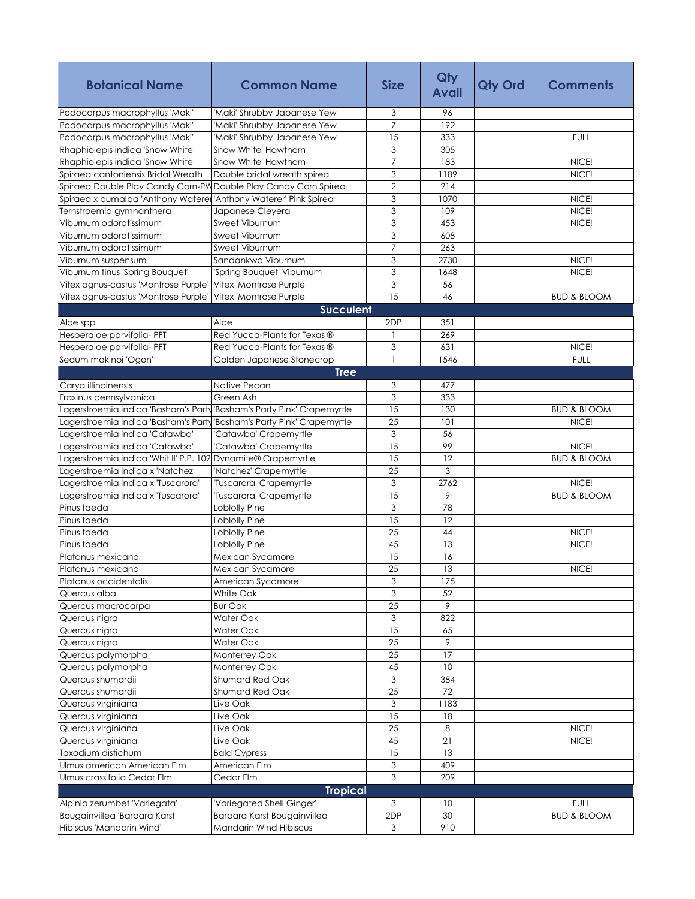| Botanical Name | Common Name | Size | Qty Avail | Qty Ord | Comments |
|---|---|---|---|---|---|
| Podocarpus macrophyllus 'Maki' | 'Maki' Shrubby Japanese Yew | 3 | 96 | | |
| Podocarpus macrophyllus 'Maki' | 'Maki' Shrubby Japanese Yew | 7 | 192 | | |
| Podocarpus macrophyllus 'Maki' | 'Maki' Shrubby Japanese Yew | 15 | 333 | | FULL |
| Rhaphiolepis indica 'Snow White' | Snow White' Hawthorn | 3 | 305 | | |
| Rhaphiolepis indica 'Snow White' | Snow White' Hawthorn | 7 | 183 | | NICE! |
| Spiraea cantoniensis Bridal Wreath | Double bridal wreath spirea | 3 | 1189 | | NICE! |
| Spiraea Double Play Candy Corn-PW | Double Play Candy Corn Spirea | 2 | 214 | | |
| Spiraea x bumalba 'Anthony Waterer' | 'Anthony Waterer' Pink Spirea | 3 | 1070 | | NICE! |
| Ternstroemia gymnanthera | Japanese Cleyera | 3 | 109 | | NICE! |
| Viburnum odoratissimum | Sweet Viburnum | 3 | 453 | | NICE! |
| Viburnum odoratissimum | Sweet Viburnum | 3 | 608 | | |
| Viburnum odoratissimum | Sweet Viburnum | 7 | 263 | | |
| Viburnum suspensum | Sandankwa Viburnum | 3 | 2730 | | NICE! |
| Viburnum tinus 'Spring Bouquet' | 'Spring Bouquet' Viburnum | 3 | 1648 | | NICE! |
| Vitex agnus-castus 'Montrose Purple' | Vitex 'Montrose Purple' | 3 | 56 | | |
| Vitex agnus-castus 'Montrose Purple' | Vitex 'Montrose Purple' | 15 | 46 | | BUD & BLOOM |
| **Succulent** | | | | | |
| Aloe spp | Aloe | 2DP | 351 | | |
| Hesperaloe parvifolia- PFT | Red Yucca-Plants for Texas ® | 1 | 269 | | |
| Hesperaloe parvifolia- PFT | Red Yucca-Plants for Texas ® | 3 | 631 | | NICE! |
| Sedum makinoi 'Ogon' | Golden Japanese Stonecrop | 1 | 1546 | | FULL |
| **Tree** | | | | | |
| Carya illinoinensis | Native Pecan | 3 | 477 | | |
| Fraxinus pennsylvanica | Green Ash | 3 | 333 | | |
| Lagerstroemia indica 'Basham's Party | 'Basham's Party Pink' Crapemyrtle | 15 | 130 | | BUD & BLOOM |
| Lagerstroemia indica 'Basham's Party | 'Basham's Party Pink' Crapemyrtle | 25 | 101 | | NICE! |
| Lagerstroemia indica 'Catawba' | 'Catawba' Crapemyrtle | 3 | 56 | | |
| Lagerstroemia indica 'Catawba' | 'Catawba' Crapemyrtle | 15 | 99 | | NICE! |
| Lagerstroemia indica 'Whit II' P.P. 102 | Dynamite® Crapemyrtle | 15 | 12 | | BUD & BLOOM |
| Lagerstroemia indica x 'Natchez' | 'Natchez' Crapemyrtle | 25 | 3 | | |
| Lagerstroemia indica x 'Tuscarora' | 'Tuscarora' Crapemyrtle | 3 | 2762 | | NICE! |
| Lagerstroemia indica x 'Tuscarora' | 'Tuscarora' Crapemyrtle | 15 | 9 | | BUD & BLOOM |
| Pinus taeda | Loblolly Pine | 3 | 78 | | |
| Pinus taeda | Loblolly Pine | 15 | 12 | | |
| Pinus taeda | Loblolly Pine | 25 | 44 | | NICE! |
| Pinus taeda | Loblolly Pine | 45 | 13 | | NICE! |
| Platanus mexicana | Mexican Sycamore | 15 | 16 | | |
| Platanus mexicana | Mexican Sycamore | 25 | 13 | | NICE! |
| Platanus occidentalis | American Sycamore | 3 | 175 | | |
| Quercus alba | White Oak | 3 | 52 | | |
| Quercus macrocarpa | Bur Oak | 25 | 9 | | |
| Quercus nigra | Water Oak | 3 | 822 | | |
| Quercus nigra | Water Oak | 15 | 65 | | |
| Quercus nigra | Water Oak | 25 | 9 | | |
| Quercus polymorpha | Monterrey Oak | 25 | 17 | | |
| Quercus polymorpha | Monterrey Oak | 45 | 10 | | |
| Quercus shumardii | Shumard Red Oak | 3 | 384 | | |
| Quercus shumardii | Shumard Red Oak | 25 | 72 | | |
| Quercus virginiana | Live Oak | 3 | 1183 | | |
| Quercus virginiana | Live Oak | 15 | 18 | | |
| Quercus virginiana | Live Oak | 25 | 8 | | NICE! |
| Quercus virginiana | Live Oak | 45 | 21 | | NICE! |
| Taxodium distichum | Bald Cypress | 15 | 13 | | |
| Ulmus american American Elm | American Elm | 3 | 409 | | |
| Ulmus crassifolia Cedar Elm | Cedar Elm | 3 | 209 | | |
| **Tropical** | | | | | |
| Alpinia zerumbet 'Variegata' | 'Variegated Shell Ginger' | 3 | 10 | | FULL |
| Bougainvillea 'Barbara Karst' | Barbara Karst Bougainvillea | 2DP | 30 | | BUD & BLOOM |
| Hibiscus 'Mandarin Wind' | Mandarin Wind Hibiscus | 3 | 910 | | |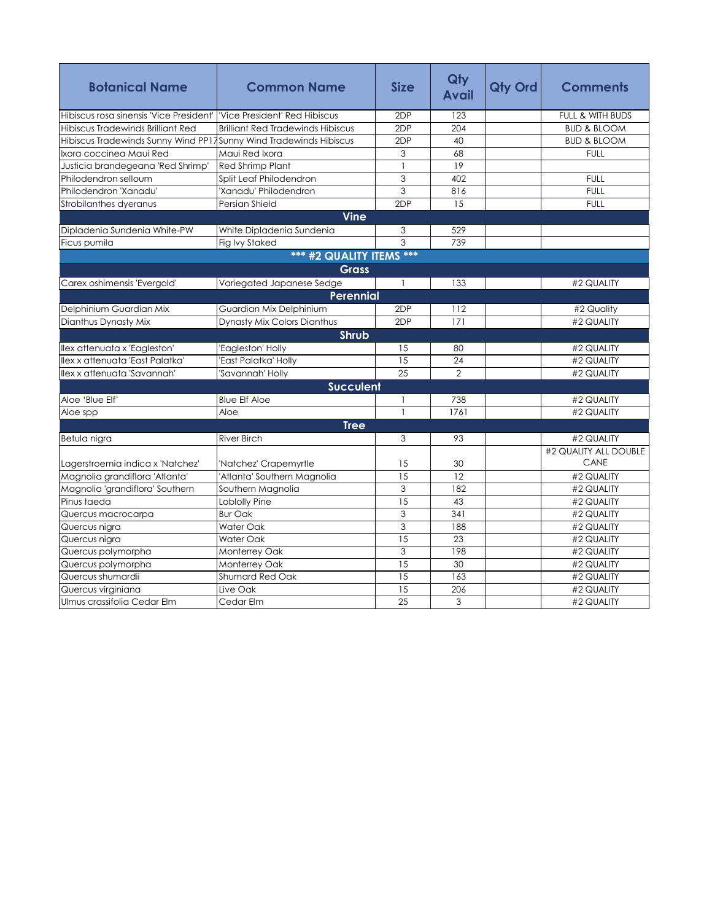| Botanical Name | Common Name | Size | Qty Avail | Qty Ord | Comments |
|---|---|---|---|---|---|
| Hibiscus rosa sinensis 'Vice President' | 'Vice President' Red Hibiscus | 2DP | 123 | | FULL & WITH BUDS |
| Hibiscus Tradewinds Brilliant Red | Brilliant Red Tradewinds Hibiscus | 2DP | 204 | | BUD & BLOOM |
| Hibiscus Tradewinds Sunny Wind PP17 | Sunny Wind Tradewinds Hibiscus | 2DP | 40 | | BUD & BLOOM |
| Ixora coccinea Maui Red | Maui Red Ixora | 3 | 68 | | FULL |
| Justicia brandegeana 'Red Shrimp' | Red Shrimp Plant | 1 | 19 | | |
| Philodendron selloum | Split Leaf Philodendron | 3 | 402 | | FULL |
| Philodendron 'Xanadu' | 'Xanadu' Philodendron | 3 | 816 | | FULL |
| Strobilanthes dyeranus | Persian Shield | 2DP | 15 | | FULL |
| **Vine** | | | | | |
| Dipladenia Sundenia White-PW | White Dipladenia Sundenia | 3 | 529 | | |
| Ficus pumila | Fig Ivy Staked | 3 | 739 | | |
| **\*\*\* #2 QUALITY ITEMS \*\*\*** | | | | | |
| **Grass** | | | | | |
| Carex oshimensis 'Evergold' | Variegated Japanese Sedge | 1 | 133 | | #2 QUALITY |
| **Perennial** | | | | | |
| Delphinium Guardian Mix | Guardian Mix Delphinium | 2DP | 112 | | #2 Quality |
| Dianthus Dynasty Mix | Dynasty Mix Colors Dianthus | 2DP | 171 | | #2 QUALITY |
| **Shrub** | | | | | |
| Ilex attenuata x 'Eagleston' | 'Eagleston' Holly | 15 | 80 | | #2 QUALITY |
| Ilex x attenuata 'East Palatka' | 'East Palatka' Holly | 15 | 24 | | #2 QUALITY |
| Ilex x attenuata 'Savannah' | 'Savannah' Holly | 25 | 2 | | #2 QUALITY |
| **Succulent** | | | | | |
| Aloe 'Blue Elf' | Blue Elf Aloe | 1 | 738 | | #2 QUALITY |
| Aloe spp | Aloe | 1 | 1761 | | #2 QUALITY |
| **Tree** | | | | | |
| Betula nigra | River Birch | 3 | 93 | | #2 QUALITY |
| Lagerstroemia indica x 'Natchez' | 'Natchez' Crapemyrtle | 15 | 30 | | #2 QUALITY ALL DOUBLE CANE |
| Magnolia grandiflora 'Atlanta' | 'Atlanta' Southern Magnolia | 15 | 12 | | #2 QUALITY |
| Magnolia 'grandiflora' Southern | Southern Magnolia | 3 | 182 | | #2 QUALITY |
| Pinus taeda | Loblolly Pine | 15 | 43 | | #2 QUALITY |
| Quercus macrocarpa | Bur Oak | 3 | 341 | | #2 QUALITY |
| Quercus nigra | Water Oak | 3 | 188 | | #2 QUALITY |
| Quercus nigra | Water Oak | 15 | 23 | | #2 QUALITY |
| Quercus polymorpha | Monterrey Oak | 3 | 198 | | #2 QUALITY |
| Quercus polymorpha | Monterrey Oak | 15 | 30 | | #2 QUALITY |
| Quercus shumardii | Shumard Red Oak | 15 | 163 | | #2 QUALITY |
| Quercus virginiana | Live Oak | 15 | 206 | | #2 QUALITY |
| Ulmus crassifolia Cedar Elm | Cedar Elm | 25 | 3 | | #2 QUALITY |